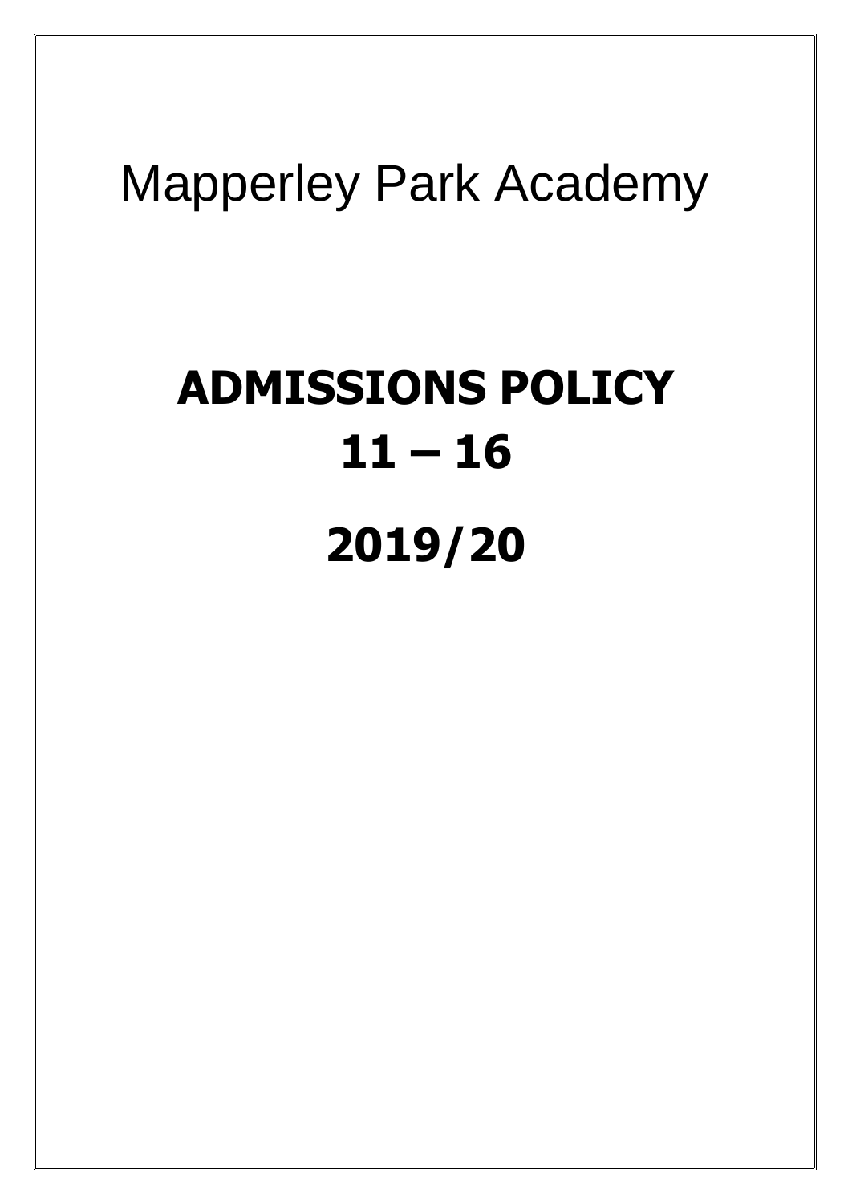Mapperley Park Academy

# ADMISSIONS POLICY
# 11 – 16
# 2019/20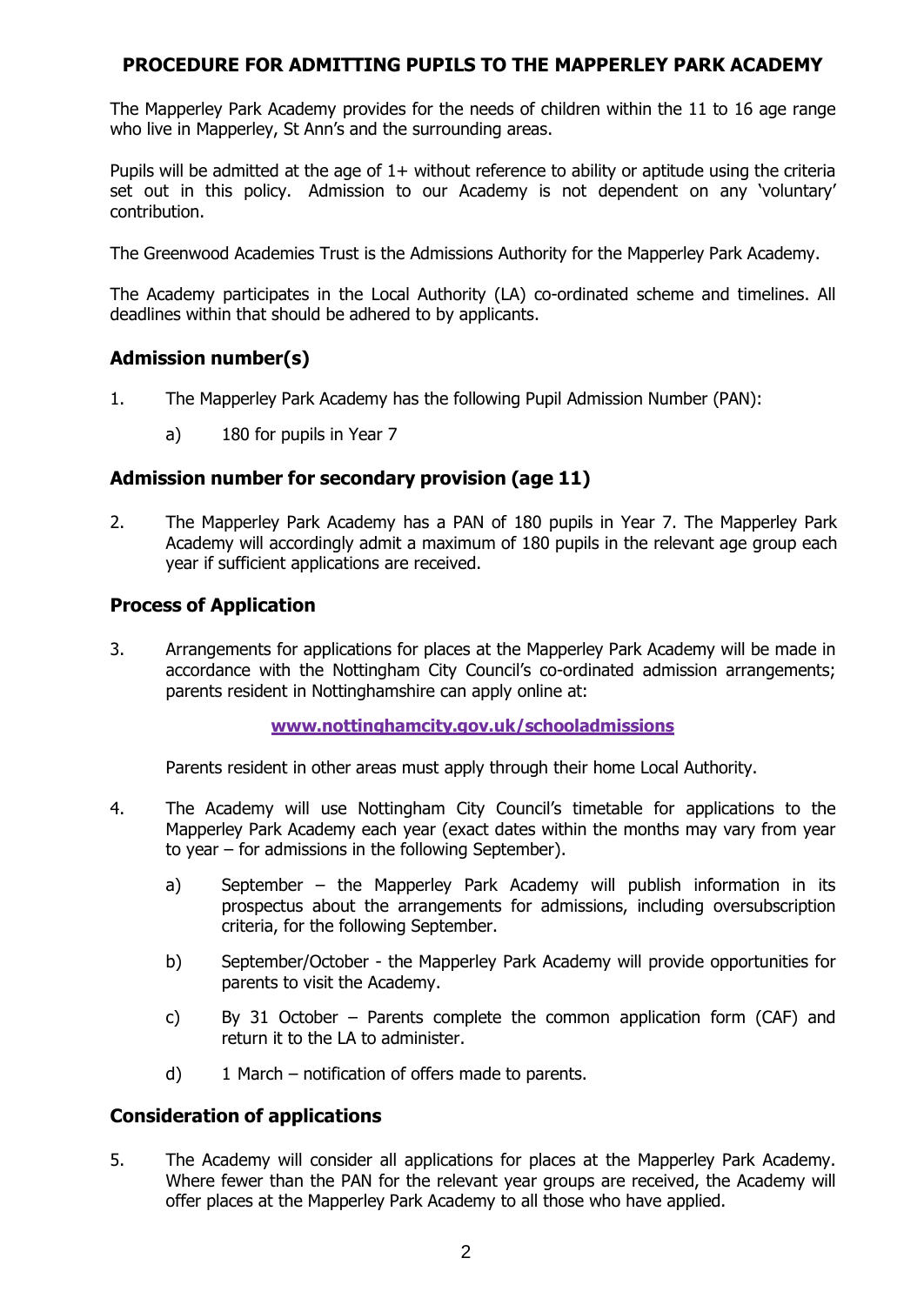# PROCEDURE FOR ADMITTING PUPILS TO THE MAPPERLEY PARK ACADEMY

The Mapperley Park Academy provides for the needs of children within the 11 to 16 age range who live in Mapperley, St Ann's and the surrounding areas.

Pupils will be admitted at the age of 1+ without reference to ability or aptitude using the criteria set out in this policy. Admission to our Academy is not dependent on any 'voluntary' contribution.

The Greenwood Academies Trust is the Admissions Authority for the Mapperley Park Academy.

The Academy participates in the Local Authority (LA) co-ordinated scheme and timelines. All deadlines within that should be adhered to by applicants.

## Admission number(s)

1. The Mapperley Park Academy has the following Pupil Admission Number (PAN):

    a) 180 for pupils in Year 7

## Admission number for secondary provision (age 11)

2. The Mapperley Park Academy has a PAN of 180 pupils in Year 7. The Mapperley Park Academy will accordingly admit a maximum of 180 pupils in the relevant age group each year if sufficient applications are received.

## Process of Application

3. Arrangements for applications for places at the Mapperley Park Academy will be made in accordance with the Nottingham City Council's co-ordinated admission arrangements; parents resident in Nottinghamshire can apply online at:

    **www.nottinghamcity.gov.uk/schooladmissions**

    Parents resident in other areas must apply through their home Local Authority.

4. The Academy will use Nottingham City Council's timetable for applications to the Mapperley Park Academy each year (exact dates within the months may vary from year to year – for admissions in the following September).

    a) September – the Mapperley Park Academy will publish information in its prospectus about the arrangements for admissions, including oversubscription criteria, for the following September.

    b) September/October - the Mapperley Park Academy will provide opportunities for parents to visit the Academy.

    c) By 31 October – Parents complete the common application form (CAF) and return it to the LA to administer.

    d) 1 March – notification of offers made to parents.

## Consideration of applications

5. The Academy will consider all applications for places at the Mapperley Park Academy. Where fewer than the PAN for the relevant year groups are received, the Academy will offer places at the Mapperley Park Academy to all those who have applied.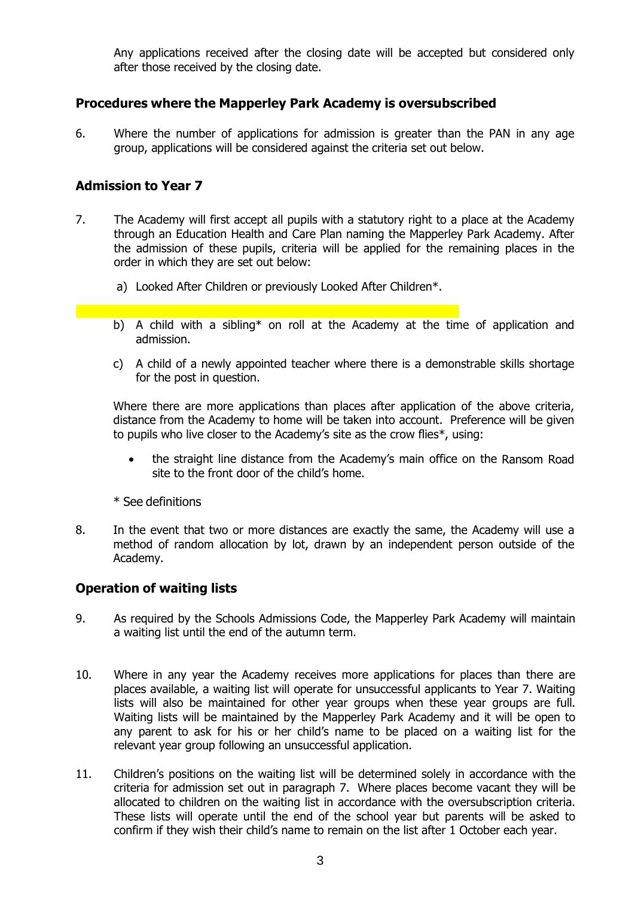Any applications received after the closing date will be accepted but considered only after those received by the closing date.

## Procedures where the Mapperley Park Academy is oversubscribed

6. Where the number of applications for admission is greater than the PAN in any age group, applications will be considered against the criteria set out below.

## Admission to Year 7

7. The Academy will first accept all pupils with a statutory right to a place at the Academy through an Education Health and Care Plan naming the Mapperley Park Academy. After the admission of these pupils, criteria will be applied for the remaining places in the order in which they are set out below:

   a) Looked After Children or previously Looked After Children*.

   b) A child with a sibling* on roll at the Academy at the time of application and admission.

   c) A child of a newly appointed teacher where there is a demonstrable skills shortage for the post in question.

   Where there are more applications than places after application of the above criteria, distance from the Academy to home will be taken into account. Preference will be given to pupils who live closer to the Academy's site as the crow flies*, using:

   - the straight line distance from the Academy's main office on the Ransom Road site to the front door of the child's home.

   * See definitions

8. In the event that two or more distances are exactly the same, the Academy will use a method of random allocation by lot, drawn by an independent person outside of the Academy.

## Operation of waiting lists

9. As required by the Schools Admissions Code, the Mapperley Park Academy will maintain a waiting list until the end of the autumn term.

10. Where in any year the Academy receives more applications for places than there are places available, a waiting list will operate for unsuccessful applicants to Year 7. Waiting lists will also be maintained for other year groups when these year groups are full. Waiting lists will be maintained by the Mapperley Park Academy and it will be open to any parent to ask for his or her child's name to be placed on a waiting list for the relevant year group following an unsuccessful application.

11. Children's positions on the waiting list will be determined solely in accordance with the criteria for admission set out in paragraph 7. Where places become vacant they will be allocated to children on the waiting list in accordance with the oversubscription criteria. These lists will operate until the end of the school year but parents will be asked to confirm if they wish their child's name to remain on the list after 1 October each year.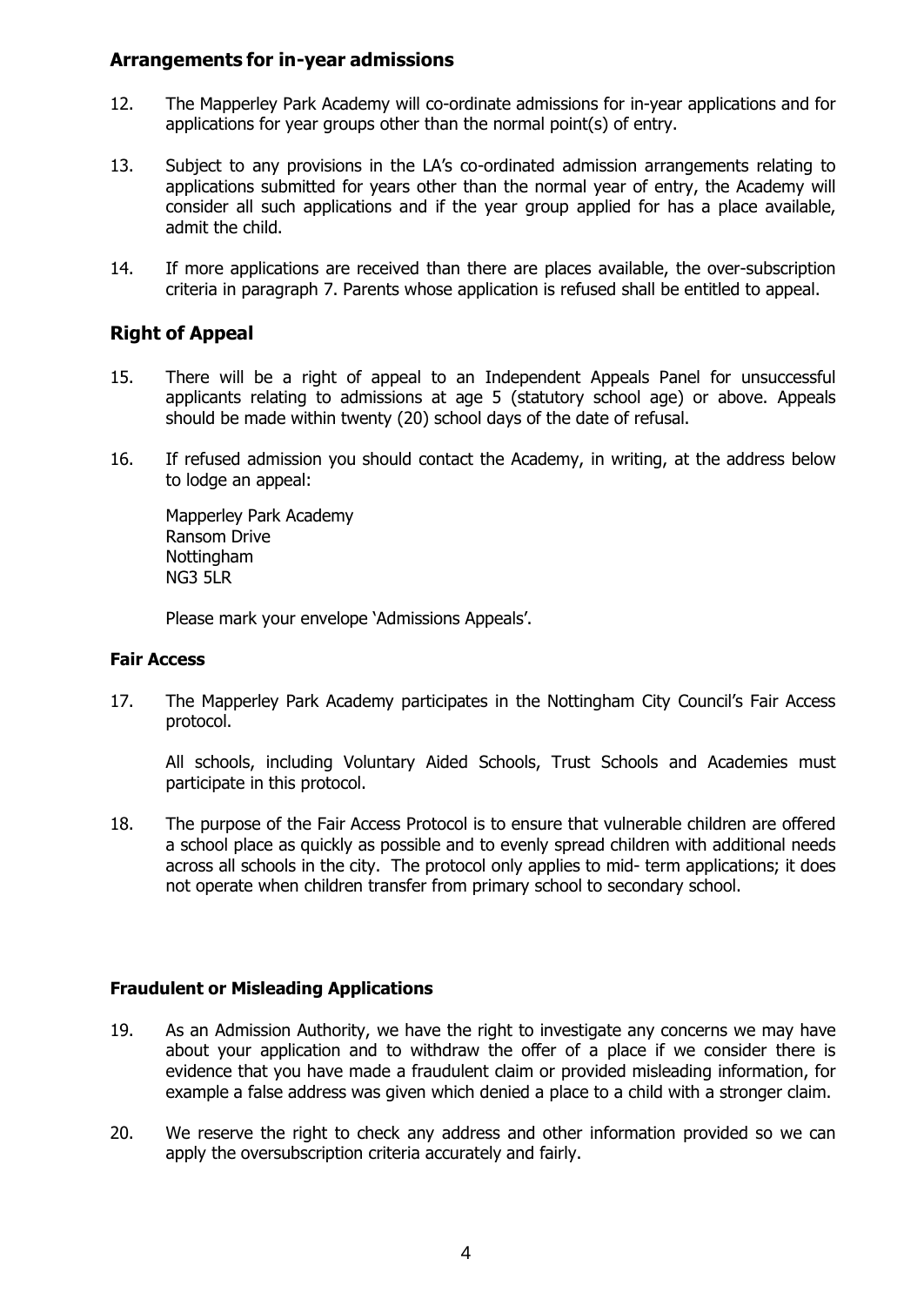## Arrangements for in-year admissions

12. The Mapperley Park Academy will co-ordinate admissions for in-year applications and for applications for year groups other than the normal point(s) of entry.

13. Subject to any provisions in the LA's co-ordinated admission arrangements relating to applications submitted for years other than the normal year of entry, the Academy will consider all such applications and if the year group applied for has a place available, admit the child.

14. If more applications are received than there are places available, the over-subscription criteria in paragraph 7. Parents whose application is refused shall be entitled to appeal.

## Right of Appeal

15. There will be a right of appeal to an Independent Appeals Panel for unsuccessful applicants relating to admissions at age 5 (statutory school age) or above. Appeals should be made within twenty (20) school days of the date of refusal.

16. If refused admission you should contact the Academy, in writing, at the address below to lodge an appeal:

    Mapperley Park Academy
    Ransom Drive
    Nottingham
    NG3 5LR

    Please mark your envelope 'Admissions Appeals'.

### Fair Access

17. The Mapperley Park Academy participates in the Nottingham City Council's Fair Access protocol.

    All schools, including Voluntary Aided Schools, Trust Schools and Academies must participate in this protocol.

18. The purpose of the Fair Access Protocol is to ensure that vulnerable children are offered a school place as quickly as possible and to evenly spread children with additional needs across all schools in the city. The protocol only applies to mid- term applications; it does not operate when children transfer from primary school to secondary school.

### Fraudulent or Misleading Applications

19. As an Admission Authority, we have the right to investigate any concerns we may have about your application and to withdraw the offer of a place if we consider there is evidence that you have made a fraudulent claim or provided misleading information, for example a false address was given which denied a place to a child with a stronger claim.

20. We reserve the right to check any address and other information provided so we can apply the oversubscription criteria accurately and fairly.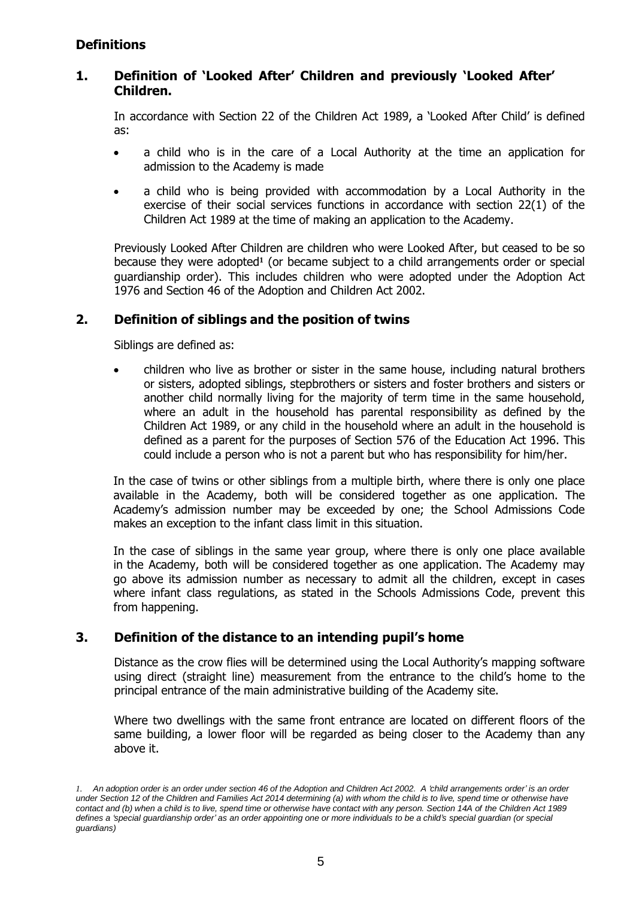## Definitions

### 1. Definition of 'Looked After' Children and previously 'Looked After' Children.

In accordance with Section 22 of the Children Act 1989, a 'Looked After Child' is defined as:

- a child who is in the care of a Local Authority at the time an application for admission to the Academy is made
- a child who is being provided with accommodation by a Local Authority in the exercise of their social services functions in accordance with section 22(1) of the Children Act 1989 at the time of making an application to the Academy.

Previously Looked After Children are children who were Looked After, but ceased to be so because they were adopted[1] (or became subject to a child arrangements order or special guardianship order). This includes children who were adopted under the Adoption Act 1976 and Section 46 of the Adoption and Children Act 2002.

### 2. Definition of siblings and the position of twins

Siblings are defined as:

- children who live as brother or sister in the same house, including natural brothers or sisters, adopted siblings, stepbrothers or sisters and foster brothers and sisters or another child normally living for the majority of term time in the same household, where an adult in the household has parental responsibility as defined by the Children Act 1989, or any child in the household where an adult in the household is defined as a parent for the purposes of Section 576 of the Education Act 1996. This could include a person who is not a parent but who has responsibility for him/her.

In the case of twins or other siblings from a multiple birth, where there is only one place available in the Academy, both will be considered together as one application. The Academy's admission number may be exceeded by one; the School Admissions Code makes an exception to the infant class limit in this situation.

In the case of siblings in the same year group, where there is only one place available in the Academy, both will be considered together as one application. The Academy may go above its admission number as necessary to admit all the children, except in cases where infant class regulations, as stated in the Schools Admissions Code, prevent this from happening.

### 3. Definition of the distance to an intending pupil's home

Distance as the crow flies will be determined using the Local Authority's mapping software using direct (straight line) measurement from the entrance to the child's home to the principal entrance of the main administrative building of the Academy site.

Where two dwellings with the same front entrance are located on different floors of the same building, a lower floor will be regarded as being closer to the Academy than any above it.

*1. An adoption order is an order under section 46 of the Adoption and Children Act 2002. A 'child arrangements order' is an order under Section 12 of the Children and Families Act 2014 determining (a) with whom the child is to live, spend time or otherwise have contact and (b) when a child is to live, spend time or otherwise have contact with any person. Section 14A of the Children Act 1989 defines a 'special guardianship order' as an order appointing one or more individuals to be a child's special guardian (or special guardians)*